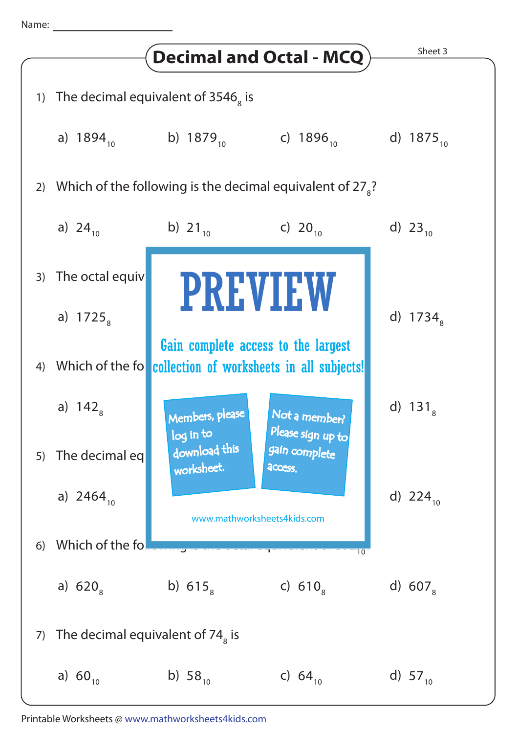Name: ____________________

# Decimal and Octal - MCQ

Sheet 3

1) The decimal equivalent of $3546_8$ is

a) $1894_{10}$ b) $1879_{10}$ c) $1896_{10}$ d) $1875_{10}$

2) Which of the following is the decimal equivalent of $27_8$?

a) $24_{10}$ b) $21_{10}$ c) $20_{10}$ d) $23_{10}$

3) The octal equiv

a) $1725_8$ d) $1734_8$

4) Which of the fo

a) $142_8$ d) $131_8$

5) The decimal eq

a) $2464_{10}$ d) $224_{10}$

6) Which of the fo

a) $620_8$ b) $615_8$ c) $610_8$ d) $607_8$

7) The decimal equivalent of $74_8$ is

a) $60_{10}$ b) $58_{10}$ c) $64_{10}$ d) $57_{10}$

PREVIEW

Gain complete access to the largest collection of worksheets in all subjects!

Members, please log in to download this worksheet.

Not a member? Please sign up to gain complete access.

www.mathworksheets4kids.com

Printable Worksheets @ www.mathworksheets4kids.com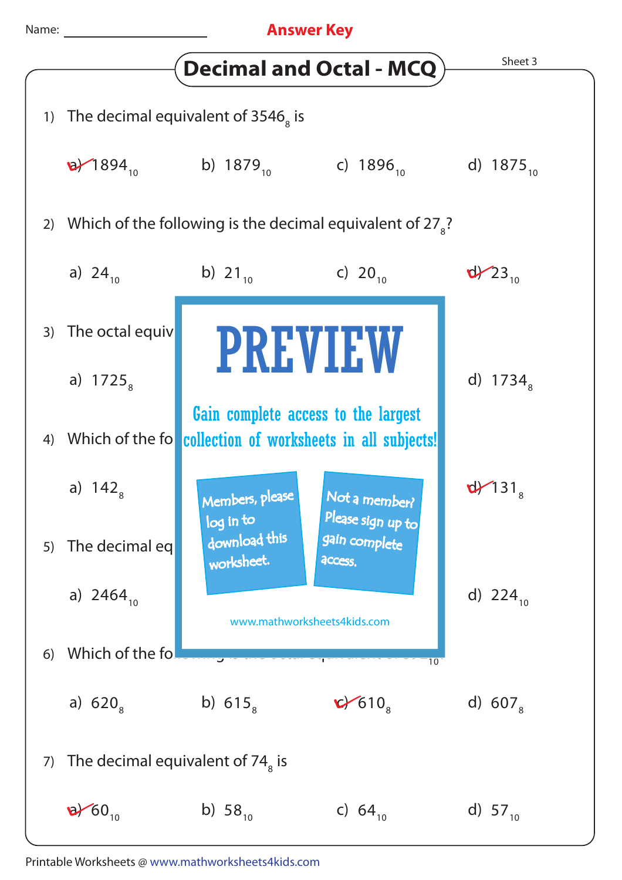Name: ____________________

**Answer Key**

# Decimal and Octal - MCQ

Sheet 3

1) The decimal equivalent of $3546_8$ is

a) $1894_{10}$ ✓ b) $1879_{10}$ c) $1896_{10}$ d) $1875_{10}$

2) Which of the following is the decimal equivalent of $27_8$?

a) $24_{10}$ b) $21_{10}$ c) $20_{10}$ d) $23_{10}$ ✓

3) The octal equiv

a) $1725_8$ d) $1734_8$

PREVIEW

Gain complete access to the largest collection of worksheets in all subjects!

Members, please log in to download this worksheet.

Not a member? Please sign up to gain complete access.

www.mathworksheets4kids.com

4) Which of the fo

a) $142_8$ d) $131_8$ ✓

5) The decimal eq

a) $2464_{10}$ d) $224_{10}$

6) Which of the fo

a) $620_8$ b) $615_8$ c) $610_8$ ✓ d) $607_8$

7) The decimal equivalent of $74_8$ is

a) $60_{10}$ ✓ b) $58_{10}$ c) $64_{10}$ d) $57_{10}$

Printable Worksheets @ www.mathworksheets4kids.com